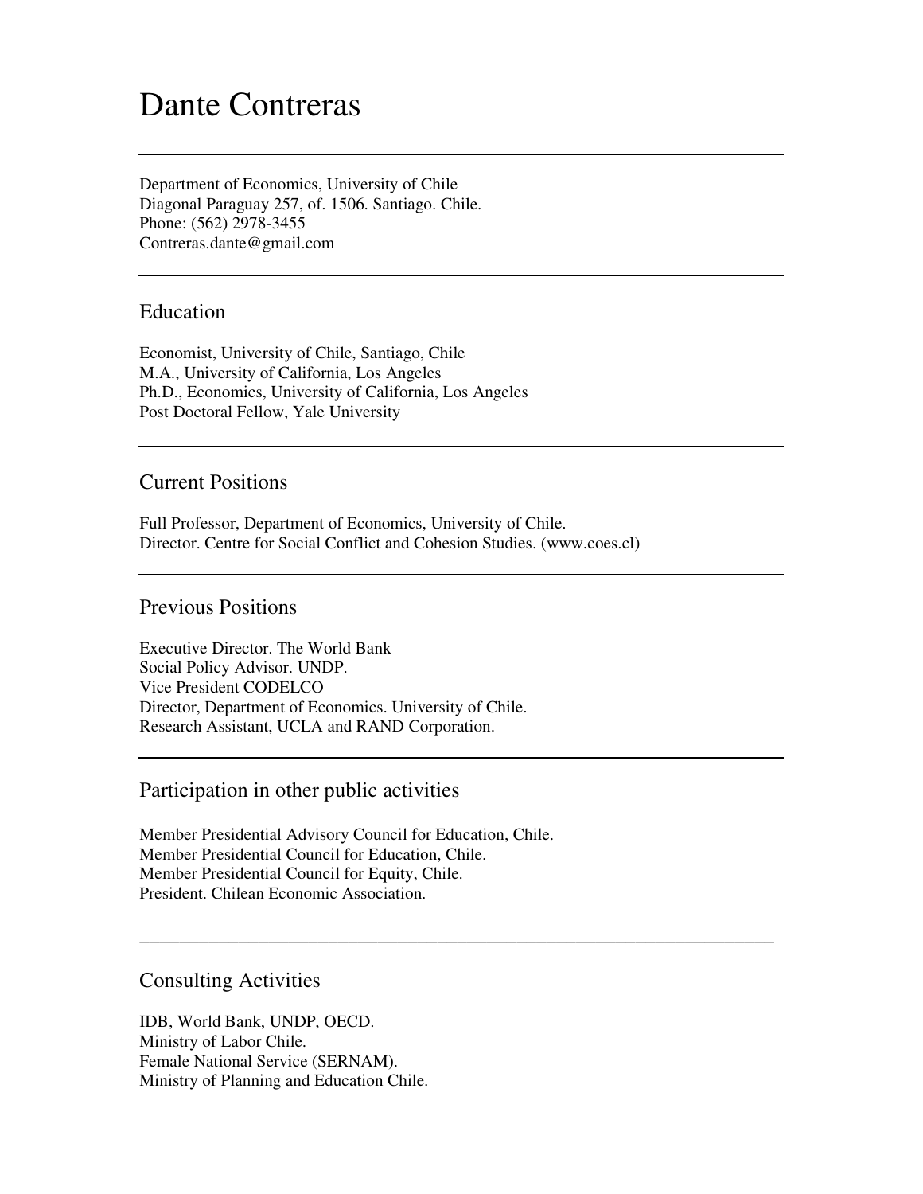# Dante Contreras

---

Department of Economics, University of Chile
Diagonal Paraguay 257, of. 1506. Santiago. Chile.
Phone: (562) 2978-3455
Contreras.dante@gmail.com

---

## Education

Economist, University of Chile, Santiago, Chile
M.A., University of California, Los Angeles
Ph.D., Economics, University of California, Los Angeles
Post Doctoral Fellow, Yale University

---

## Current Positions

Full Professor, Department of Economics, University of Chile.
Director. Centre for Social Conflict and Cohesion Studies. (www.coes.cl)

---

## Previous Positions

Executive Director. The World Bank
Social Policy Advisor. UNDP.
Vice President CODELCO
Director, Department of Economics. University of Chile.
Research Assistant, UCLA and RAND Corporation.

---

## Participation in other public activities

Member Presidential Advisory Council for Education, Chile.
Member Presidential Council for Education, Chile.
Member Presidential Council for Equity, Chile.
President. Chilean Economic Association.

---

## Consulting Activities

IDB, World Bank, UNDP, OECD.
Ministry of Labor Chile.
Female National Service (SERNAM).
Ministry of Planning and Education Chile.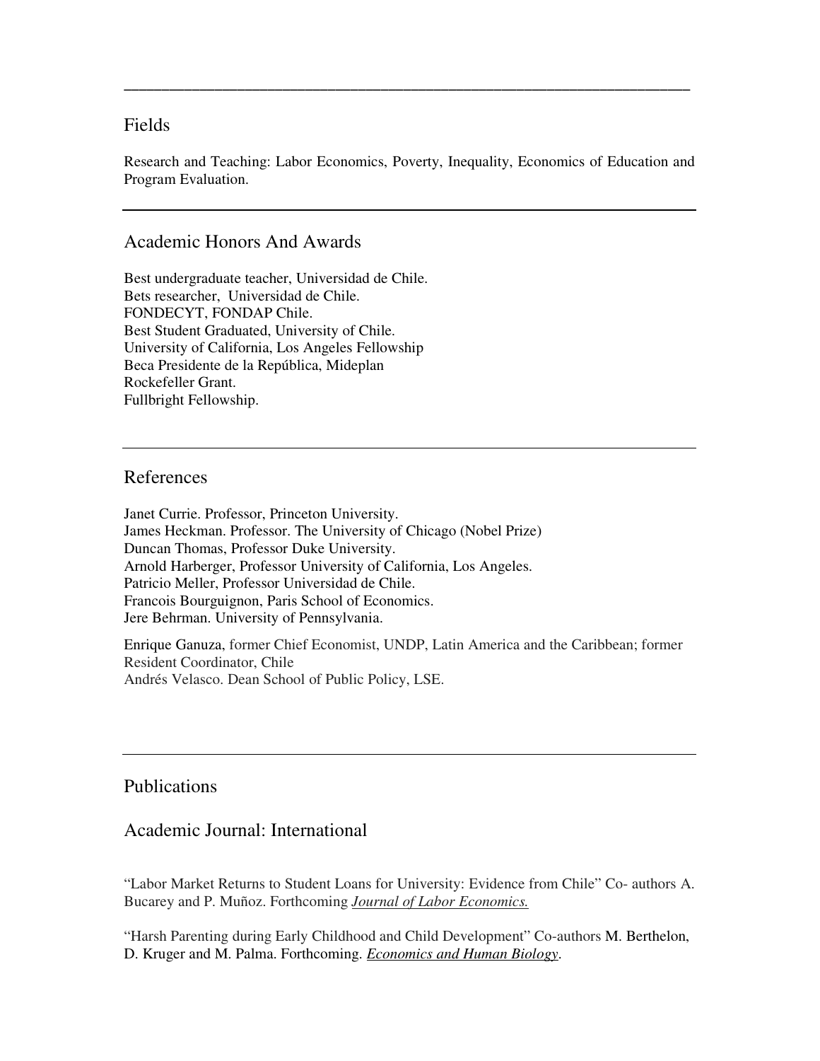## Fields

Research and Teaching: Labor Economics, Poverty, Inequality, Economics of Education and Program Evaluation.

## Academic Honors And Awards

Best undergraduate teacher, Universidad de Chile.
Bets researcher, Universidad de Chile.
FONDECYT, FONDAP Chile.
Best Student Graduated, University of Chile.
University of California, Los Angeles Fellowship
Beca Presidente de la República, Mideplan
Rockefeller Grant.
Fullbright Fellowship.

## References

Janet Currie. Professor, Princeton University.
James Heckman. Professor. The University of Chicago (Nobel Prize)
Duncan Thomas, Professor Duke University.
Arnold Harberger, Professor University of California, Los Angeles.
Patricio Meller, Professor Universidad de Chile.
Francois Bourguignon, Paris School of Economics.
Jere Behrman. University of Pennsylvania.

Enrique Ganuza, former Chief Economist, UNDP, Latin America and the Caribbean; former Resident Coordinator, Chile
Andrés Velasco. Dean School of Public Policy, LSE.

## Publications

### Academic Journal: International

"Labor Market Returns to Student Loans for University: Evidence from Chile" Co- authors A. Bucarey and P. Muñoz. Forthcoming *Journal of Labor Economics.*

"Harsh Parenting during Early Childhood and Child Development" Co-authors M. Berthelon, D. Kruger and M. Palma. Forthcoming. *Economics and Human Biology*.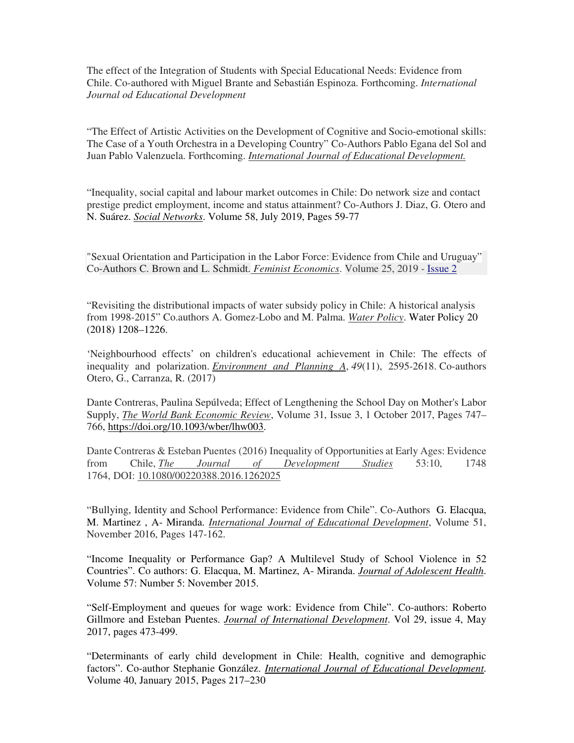The effect of the Integration of Students with Special Educational Needs: Evidence from Chile. Co-authored with Miguel Brante and Sebastián Espinoza. Forthcoming. *International Journal od Educational Development*

"The Effect of Artistic Activities on the Development of Cognitive and Socio-emotional skills: The Case of a Youth Orchestra in a Developing Country" Co-Authors Pablo Egana del Sol and Juan Pablo Valenzuela. Forthcoming. *International Journal of Educational Development.*

"Inequality, social capital and labour market outcomes in Chile: Do network size and contact prestige predict employment, income and status attainment? Co-Authors J. Diaz, G. Otero and N. Suárez. *Social Networks*. Volume 58, July 2019, Pages 59-77

"Sexual Orientation and Participation in the Labor Force: Evidence from Chile and Uruguay" Co-Authors C. Brown and L. Schmidt. *Feminist Economics*. Volume 25, 2019 - Issue 2

"Revisiting the distributional impacts of water subsidy policy in Chile: A historical analysis from 1998-2015" Co.authors A. Gomez-Lobo and M. Palma. *Water Policy*. Water Policy 20 (2018) 1208–1226.

'Neighbourhood effects' on children's educational achievement in Chile: The effects of inequality and polarization. *Environment and Planning A*, *49*(11), 2595-2618. Co-authors Otero, G., Carranza, R. (2017)

Dante Contreras, Paulina Sepúlveda; Effect of Lengthening the School Day on Mother's Labor Supply, *The World Bank Economic Review*, Volume 31, Issue 3, 1 October 2017, Pages 747–766, https://doi.org/10.1093/wber/lhw003.

Dante Contreras & Esteban Puentes (2016) Inequality of Opportunities at Early Ages: Evidence from Chile, *The Journal of Development Studies* 53:10, 1748 1764, DOI: 10.1080/00220388.2016.1262025

"Bullying, Identity and School Performance: Evidence from Chile". Co-Authors G. Elacqua, M. Martinez , A- Miranda. *International Journal of Educational Development*, Volume 51, November 2016, Pages 147-162.

"Income Inequality or Performance Gap? A Multilevel Study of School Violence in 52 Countries". Co authors: G. Elacqua, M. Martinez, A- Miranda. *Journal of Adolescent Health*. Volume 57: Number 5: November 2015.

"Self-Employment and queues for wage work: Evidence from Chile". Co-authors: Roberto Gillmore and Esteban Puentes. *Journal of International Development*. Vol 29, issue 4, May 2017, pages 473-499.

"Determinants of early child development in Chile: Health, cognitive and demographic factors". Co-author Stephanie González. *International Journal of Educational Development*. Volume 40, January 2015, Pages 217–230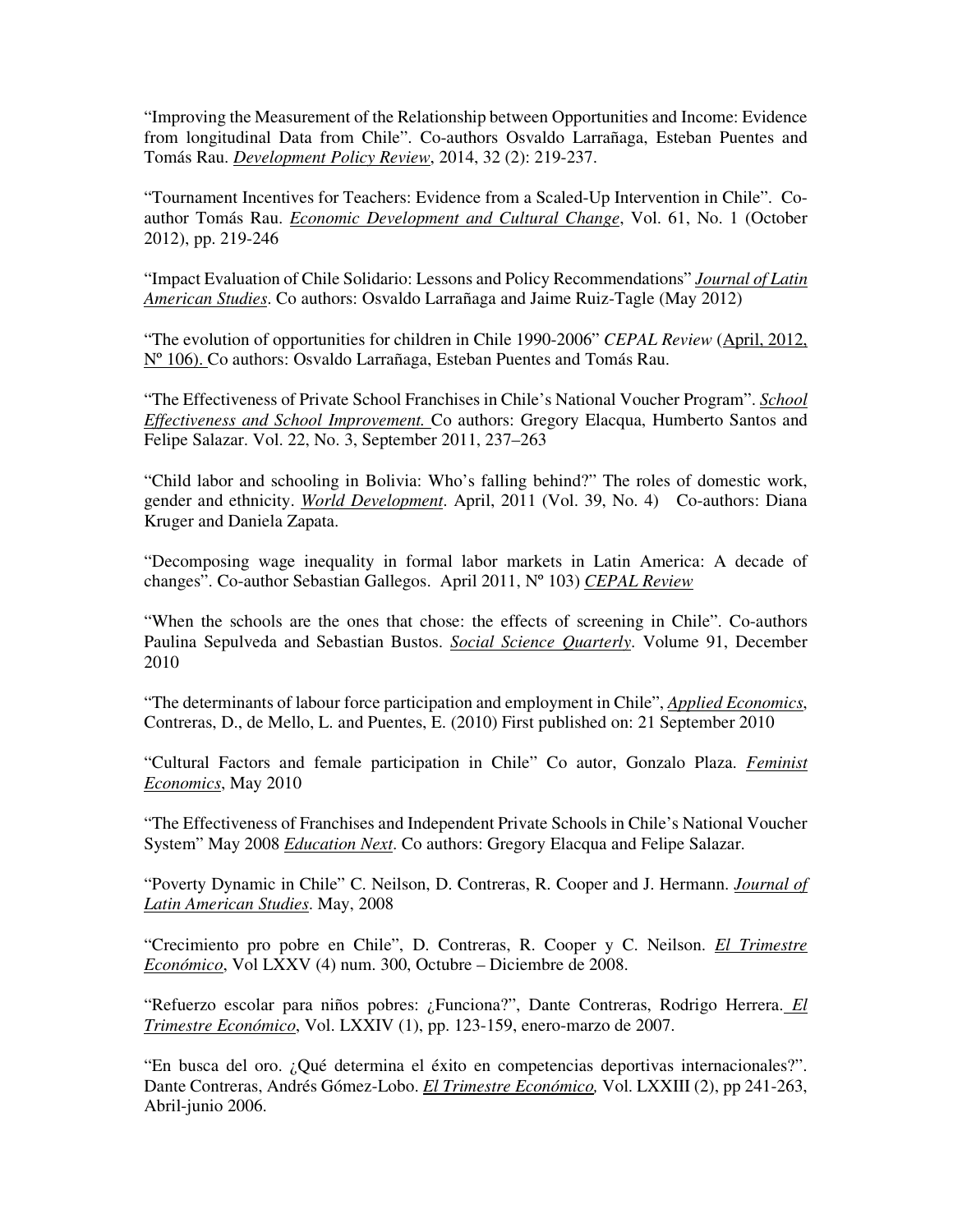"Improving the Measurement of the Relationship between Opportunities and Income: Evidence from longitudinal Data from Chile". Co-authors Osvaldo Larrañaga, Esteban Puentes and Tomás Rau. *Development Policy Review*, 2014, 32 (2): 219-237.

"Tournament Incentives for Teachers: Evidence from a Scaled-Up Intervention in Chile". Co-author Tomás Rau. *Economic Development and Cultural Change*, Vol. 61, No. 1 (October 2012), pp. 219-246

"Impact Evaluation of Chile Solidario: Lessons and Policy Recommendations" *Journal of Latin American Studies*. Co authors: Osvaldo Larrañaga and Jaime Ruiz-Tagle (May 2012)

"The evolution of opportunities for children in Chile 1990-2006" *CEPAL Review* (April, 2012, Nº 106). Co authors: Osvaldo Larrañaga, Esteban Puentes and Tomás Rau.

"The Effectiveness of Private School Franchises in Chile's National Voucher Program". *School Effectiveness and School Improvement.* Co authors: Gregory Elacqua, Humberto Santos and Felipe Salazar. Vol. 22, No. 3, September 2011, 237–263

"Child labor and schooling in Bolivia: Who's falling behind?" The roles of domestic work, gender and ethnicity. *World Development*. April, 2011 (Vol. 39, No. 4) Co-authors: Diana Kruger and Daniela Zapata.

"Decomposing wage inequality in formal labor markets in Latin America: A decade of changes". Co-author Sebastian Gallegos. April 2011, Nº 103) *CEPAL Review*

"When the schools are the ones that chose: the effects of screening in Chile". Co-authors Paulina Sepulveda and Sebastian Bustos. *Social Science Quarterly*. Volume 91, December 2010

"The determinants of labour force participation and employment in Chile", *Applied Economics*, Contreras, D., de Mello, L. and Puentes, E. (2010) First published on: 21 September 2010

"Cultural Factors and female participation in Chile" Co autor, Gonzalo Plaza. *Feminist Economics*, May 2010

"The Effectiveness of Franchises and Independent Private Schools in Chile's National Voucher System" May 2008 *Education Next*. Co authors: Gregory Elacqua and Felipe Salazar.

"Poverty Dynamic in Chile" C. Neilson, D. Contreras, R. Cooper and J. Hermann. *Journal of Latin American Studies*. May, 2008

"Crecimiento pro pobre en Chile", D. Contreras, R. Cooper y C. Neilson. *El Trimestre Económico*, Vol LXXV (4) num. 300, Octubre – Diciembre de 2008.

"Refuerzo escolar para niños pobres: ¿Funciona?", Dante Contreras, Rodrigo Herrera. *El Trimestre Económico*, Vol. LXXIV (1), pp. 123-159, enero-marzo de 2007.

"En busca del oro. ¿Qué determina el éxito en competencias deportivas internacionales?". Dante Contreras, Andrés Gómez-Lobo. *El Trimestre Económico,* Vol. LXXIII (2), pp 241-263, Abril-junio 2006.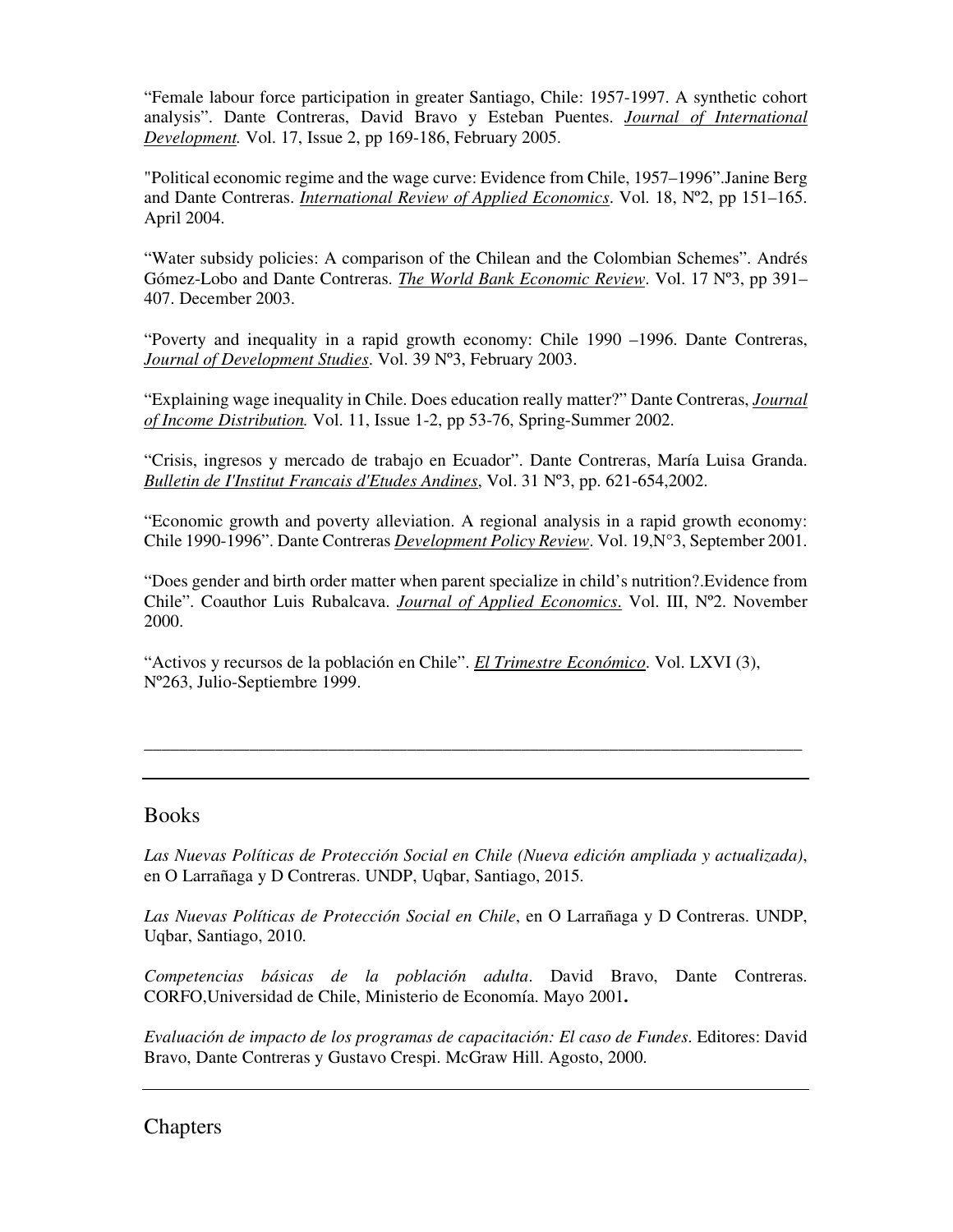"Female labour force participation in greater Santiago, Chile: 1957-1997. A synthetic cohort analysis". Dante Contreras, David Bravo y Esteban Puentes. *Journal of International Development.* Vol. 17, Issue 2, pp 169-186, February 2005.

"Political economic regime and the wage curve: Evidence from Chile, 1957–1996".Janine Berg and Dante Contreras. *International Review of Applied Economics*. Vol. 18, Nº2, pp 151–165. April 2004.

"Water subsidy policies: A comparison of the Chilean and the Colombian Schemes". Andrés Gómez-Lobo and Dante Contreras. *The World Bank Economic Review*. Vol. 17 Nº3, pp 391–407. December 2003.

"Poverty and inequality in a rapid growth economy: Chile 1990 –1996. Dante Contreras, *Journal of Development Studies*. Vol. 39 Nº3, February 2003.

"Explaining wage inequality in Chile. Does education really matter?" Dante Contreras, *Journal of Income Distribution.* Vol. 11, Issue 1-2, pp 53-76, Spring-Summer 2002.

"Crisis, ingresos y mercado de trabajo en Ecuador". Dante Contreras, María Luisa Granda. *Bulletin de I'Institut Francais d'Etudes Andines*, Vol. 31 Nº3, pp. 621-654,2002.

"Economic growth and poverty alleviation. A regional analysis in a rapid growth economy: Chile 1990-1996". Dante Contreras *Development Policy Review*. Vol. 19,N°3, September 2001.

"Does gender and birth order matter when parent specialize in child's nutrition?.Evidence from Chile". Coauthor Luis Rubalcava. *Journal of Applied Economics.* Vol. III, Nº2. November 2000.

"Activos y recursos de la población en Chile". *El Trimestre Económico*. Vol. LXVI (3), Nº263, Julio-Septiembre 1999.

---

## Books

*Las Nuevas Políticas de Protección Social en Chile (Nueva edición ampliada y actualizada)*, en O Larrañaga y D Contreras. UNDP, Uqbar, Santiago, 2015.

*Las Nuevas Políticas de Protección Social en Chile*, en O Larrañaga y D Contreras. UNDP, Uqbar, Santiago, 2010.

*Competencias básicas de la población adulta*. David Bravo, Dante Contreras. CORFO,Universidad de Chile, Ministerio de Economía. Mayo 2001**.**

*Evaluación de impacto de los programas de capacitación: El caso de Fundes*. Editores: David Bravo, Dante Contreras y Gustavo Crespi. McGraw Hill. Agosto, 2000.

---

## Chapters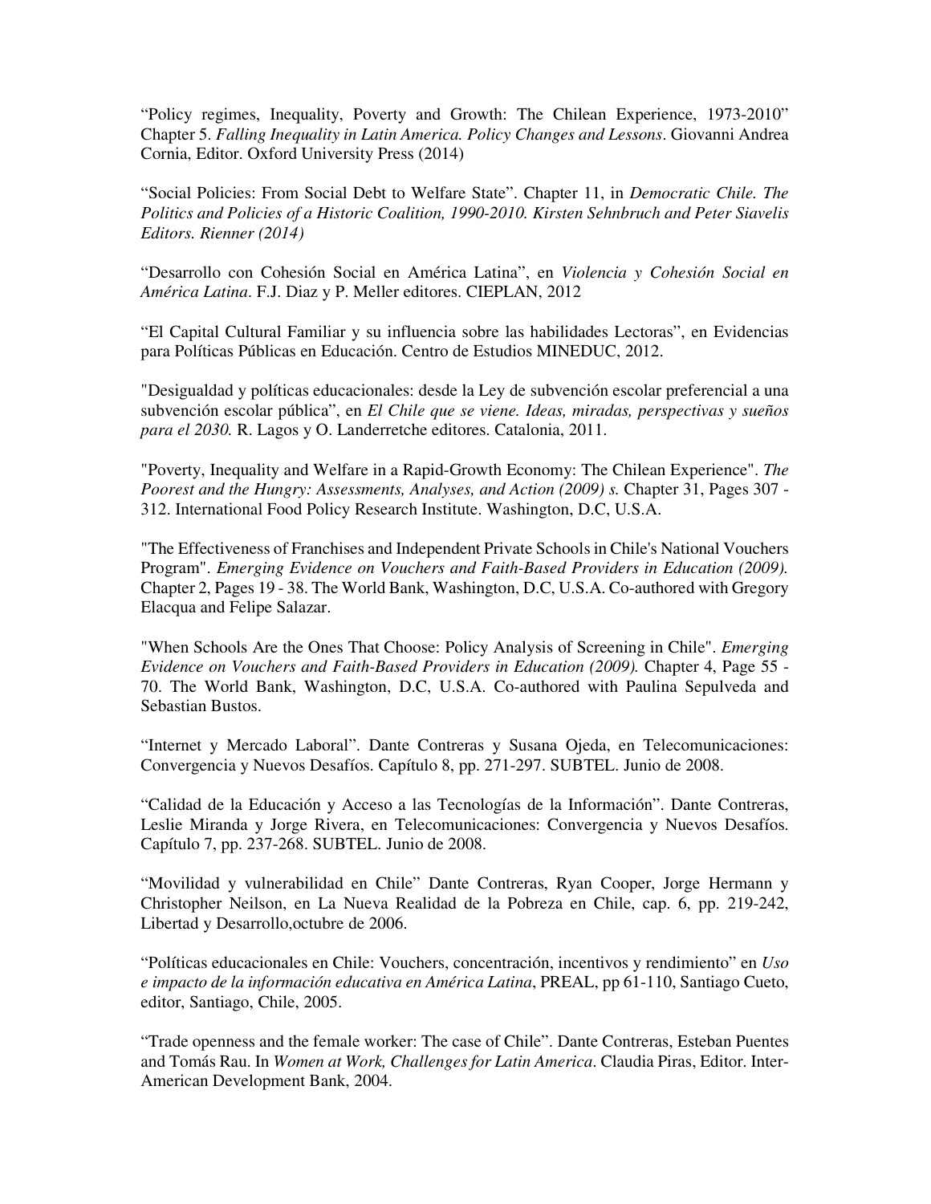“Policy regimes, Inequality, Poverty and Growth: The Chilean Experience, 1973-2010” Chapter 5. *Falling Inequality in Latin America. Policy Changes and Lessons*. Giovanni Andrea Cornia, Editor. Oxford University Press (2014)

“Social Policies: From Social Debt to Welfare State”. Chapter 11, in *Democratic Chile. The Politics and Policies of a Historic Coalition, 1990-2010. Kirsten Sehnbruch and Peter Siavelis Editors. Rienner (2014)*

“Desarrollo con Cohesión Social en América Latina”, en *Violencia y Cohesión Social en América Latina*. F.J. Diaz y P. Meller editores. CIEPLAN, 2012

“El Capital Cultural Familiar y su influencia sobre las habilidades Lectoras”, en Evidencias para Políticas Públicas en Educación. Centro de Estudios MINEDUC, 2012.

"Desigualdad y políticas educacionales: desde la Ley de subvención escolar preferencial a una subvención escolar pública”, en *El Chile que se viene. Ideas, miradas, perspectivas y sueños para el 2030.* R. Lagos y O. Landerretche editores. Catalonia, 2011.

"Poverty, Inequality and Welfare in a Rapid-Growth Economy: The Chilean Experience". *The Poorest and the Hungry: Assessments, Analyses, and Action (2009) s.* Chapter 31, Pages 307 - 312. International Food Policy Research Institute. Washington, D.C, U.S.A.

"The Effectiveness of Franchises and Independent Private Schools in Chile's National Vouchers Program". *Emerging Evidence on Vouchers and Faith-Based Providers in Education (2009).* Chapter 2, Pages 19 - 38. The World Bank, Washington, D.C, U.S.A. Co-authored with Gregory Elacqua and Felipe Salazar.

"When Schools Are the Ones That Choose: Policy Analysis of Screening in Chile". *Emerging Evidence on Vouchers and Faith-Based Providers in Education (2009).* Chapter 4, Page 55 - 70. The World Bank, Washington, D.C, U.S.A. Co-authored with Paulina Sepulveda and Sebastian Bustos.

“Internet y Mercado Laboral”. Dante Contreras y Susana Ojeda, en Telecomunicaciones: Convergencia y Nuevos Desafíos. Capítulo 8, pp. 271-297. SUBTEL. Junio de 2008.

“Calidad de la Educación y Acceso a las Tecnologías de la Información”. Dante Contreras, Leslie Miranda y Jorge Rivera, en Telecomunicaciones: Convergencia y Nuevos Desafíos. Capítulo 7, pp. 237-268. SUBTEL. Junio de 2008.

“Movilidad y vulnerabilidad en Chile” Dante Contreras, Ryan Cooper, Jorge Hermann y Christopher Neilson, en La Nueva Realidad de la Pobreza en Chile, cap. 6, pp. 219-242, Libertad y Desarrollo,octubre de 2006.

“Políticas educacionales en Chile: Vouchers, concentración, incentivos y rendimiento” en *Uso e impacto de la información educativa en América Latina*, PREAL, pp 61-110, Santiago Cueto, editor, Santiago, Chile, 2005.

“Trade openness and the female worker: The case of Chile”. Dante Contreras, Esteban Puentes and Tomás Rau. In *Women at Work, Challenges for Latin America*. Claudia Piras, Editor. Inter-American Development Bank, 2004.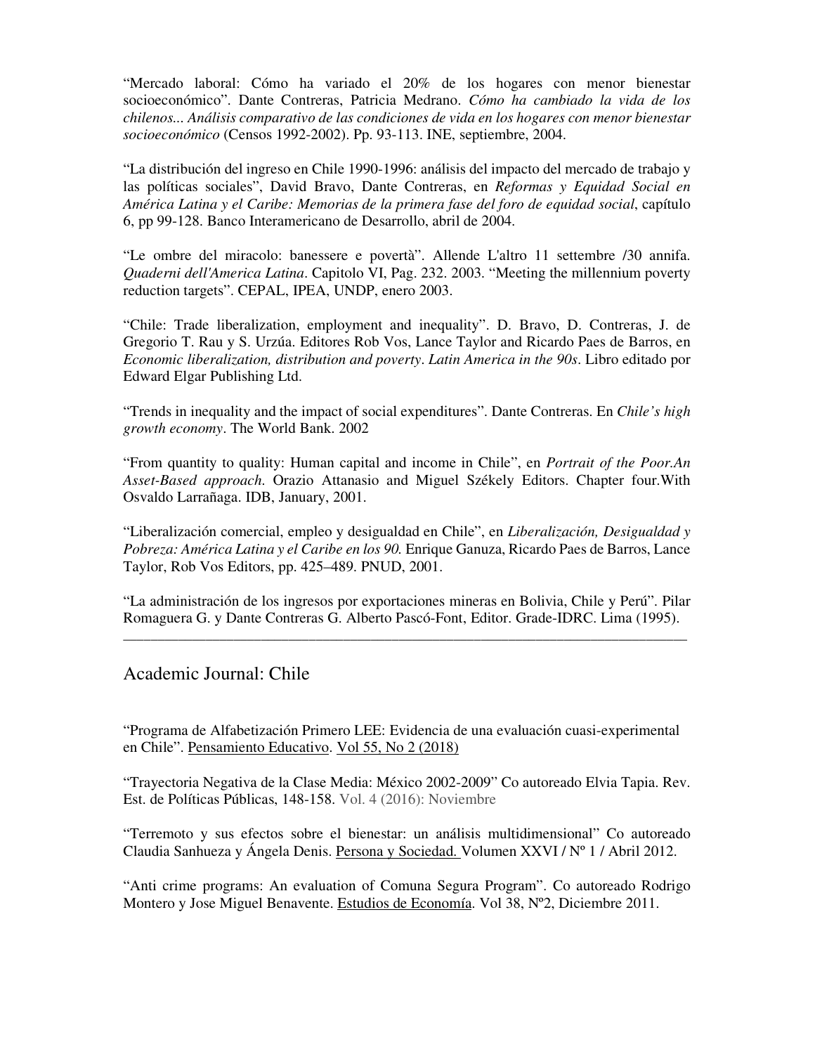"Mercado laboral: Cómo ha variado el 20% de los hogares con menor bienestar socioeconómico". Dante Contreras, Patricia Medrano. *Cómo ha cambiado la vida de los chilenos... Análisis comparativo de las condiciones de vida en los hogares con menor bienestar socioeconómico* (Censos 1992-2002). Pp. 93-113. INE, septiembre, 2004.

"La distribución del ingreso en Chile 1990-1996: análisis del impacto del mercado de trabajo y las políticas sociales", David Bravo, Dante Contreras, en *Reformas y Equidad Social en América Latina y el Caribe: Memorias de la primera fase del foro de equidad social*, capítulo 6, pp 99-128. Banco Interamericano de Desarrollo, abril de 2004.

"Le ombre del miracolo: banessere e povertà". Allende L'altro 11 settembre /30 annifa. *Quaderni dell'America Latina*. Capitolo VI, Pag. 232. 2003. "Meeting the millennium poverty reduction targets". CEPAL, IPEA, UNDP, enero 2003.

"Chile: Trade liberalization, employment and inequality". D. Bravo, D. Contreras, J. de Gregorio T. Rau y S. Urzúa. Editores Rob Vos, Lance Taylor and Ricardo Paes de Barros, en *Economic liberalization, distribution and poverty*. *Latin America in the 90s*. Libro editado por Edward Elgar Publishing Ltd.

"Trends in inequality and the impact of social expenditures". Dante Contreras. En *Chile's high growth economy*. The World Bank. 2002

"From quantity to quality: Human capital and income in Chile", en *Portrait of the Poor.An Asset-Based approach*. Orazio Attanasio and Miguel Székely Editors. Chapter four.With Osvaldo Larrañaga. IDB, January, 2001.

"Liberalización comercial, empleo y desigualdad en Chile", en *Liberalización, Desigualdad y Pobreza: América Latina y el Caribe en los 90.* Enrique Ganuza, Ricardo Paes de Barros, Lance Taylor, Rob Vos Editors, pp. 425–489. PNUD, 2001.

"La administración de los ingresos por exportaciones mineras en Bolivia, Chile y Perú". Pilar Romaguera G. y Dante Contreras G. Alberto Pascó-Font, Editor. Grade-IDRC. Lima (1995).

---

## Academic Journal: Chile

"Programa de Alfabetización Primero LEE: Evidencia de una evaluación cuasi-experimental en Chile". Pensamiento Educativo. Vol 55, No 2 (2018)

"Trayectoria Negativa de la Clase Media: México 2002-2009" Co autoreado Elvia Tapia. Rev. Est. de Políticas Públicas, 148-158. Vol. 4 (2016): Noviembre

"Terremoto y sus efectos sobre el bienestar: un análisis multidimensional" Co autoreado Claudia Sanhueza y Ángela Denis. Persona y Sociedad. Volumen XXVI / Nº 1 / Abril 2012.

"Anti crime programs: An evaluation of Comuna Segura Program". Co autoreado Rodrigo Montero y Jose Miguel Benavente. Estudios de Economía. Vol 38, Nº2, Diciembre 2011.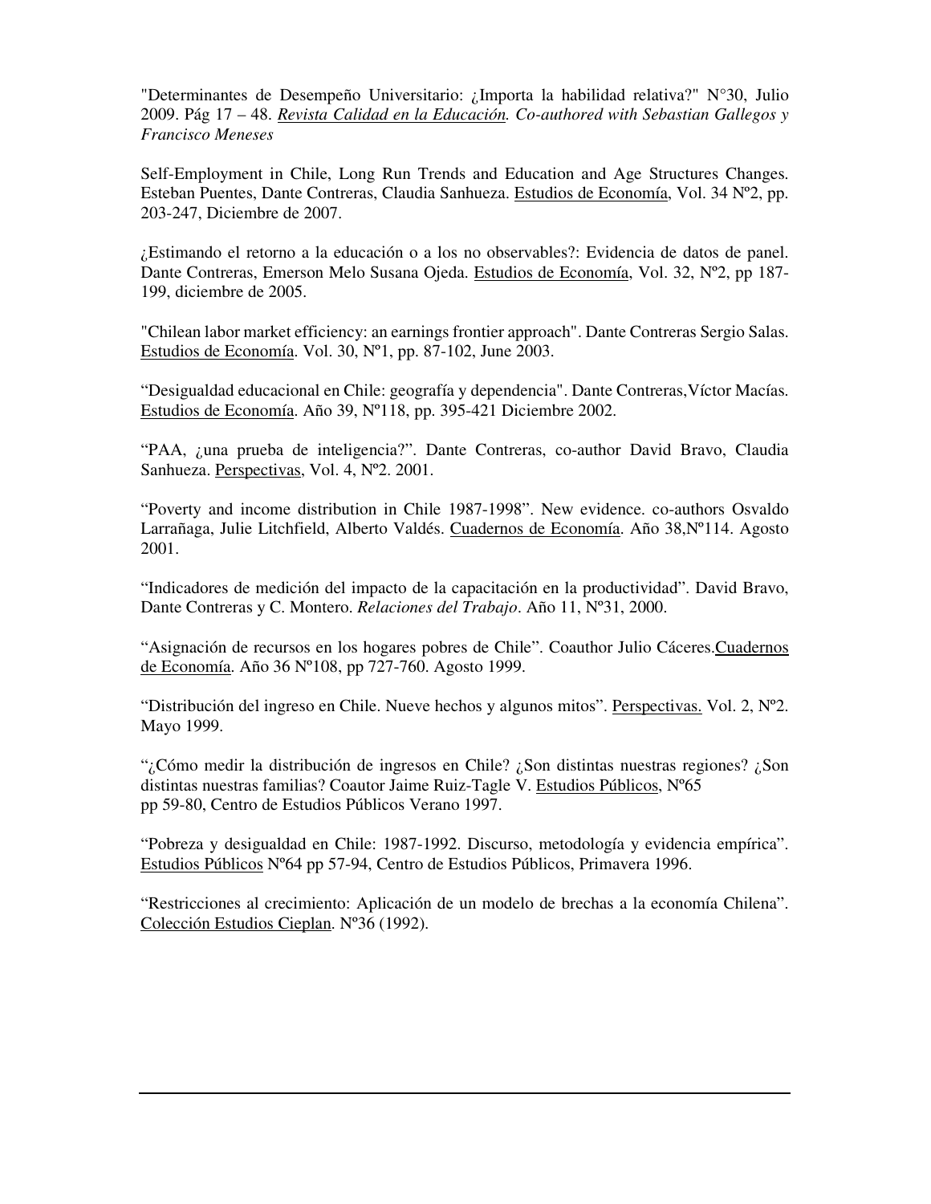"Determinantes de Desempeño Universitario: ¿Importa la habilidad relativa?" N°30, Julio 2009. Pág 17 – 48. *Revista Calidad en la Educación. Co-authored with Sebastian Gallegos y Francisco Meneses*

Self-Employment in Chile, Long Run Trends and Education and Age Structures Changes. Esteban Puentes, Dante Contreras, Claudia Sanhueza. Estudios de Economía, Vol. 34 Nº2, pp. 203-247, Diciembre de 2007.

¿Estimando el retorno a la educación o a los no observables?: Evidencia de datos de panel. Dante Contreras, Emerson Melo Susana Ojeda. Estudios de Economía, Vol. 32, Nº2, pp 187-199, diciembre de 2005.

"Chilean labor market efficiency: an earnings frontier approach". Dante Contreras Sergio Salas. Estudios de Economía. Vol. 30, Nº1, pp. 87-102, June 2003.

"Desigualdad educacional en Chile: geografía y dependencia". Dante Contreras,Víctor Macías. Estudios de Economía. Año 39, Nº118, pp. 395-421 Diciembre 2002.

"PAA, ¿una prueba de inteligencia?". Dante Contreras, co-author David Bravo, Claudia Sanhueza. Perspectivas, Vol. 4, Nº2. 2001.

"Poverty and income distribution in Chile 1987-1998". New evidence. co-authors Osvaldo Larrañaga, Julie Litchfield, Alberto Valdés. Cuadernos de Economía. Año 38,Nº114. Agosto 2001.

"Indicadores de medición del impacto de la capacitación en la productividad". David Bravo, Dante Contreras y C. Montero. *Relaciones del Trabajo*. Año 11, Nº31, 2000.

"Asignación de recursos en los hogares pobres de Chile". Coauthor Julio Cáceres.Cuadernos de Economía. Año 36 Nº108, pp 727-760. Agosto 1999.

"Distribución del ingreso en Chile. Nueve hechos y algunos mitos". Perspectivas. Vol. 2, Nº2. Mayo 1999.

"¿Cómo medir la distribución de ingresos en Chile? ¿Son distintas nuestras regiones? ¿Son distintas nuestras familias? Coautor Jaime Ruiz-Tagle V. Estudios Públicos, Nº65 pp 59-80, Centro de Estudios Públicos Verano 1997.

"Pobreza y desigualdad en Chile: 1987-1992. Discurso, metodología y evidencia empírica". Estudios Públicos Nº64 pp 57-94, Centro de Estudios Públicos, Primavera 1996.

"Restricciones al crecimiento: Aplicación de un modelo de brechas a la economía Chilena". Colección Estudios Cieplan. Nº36 (1992).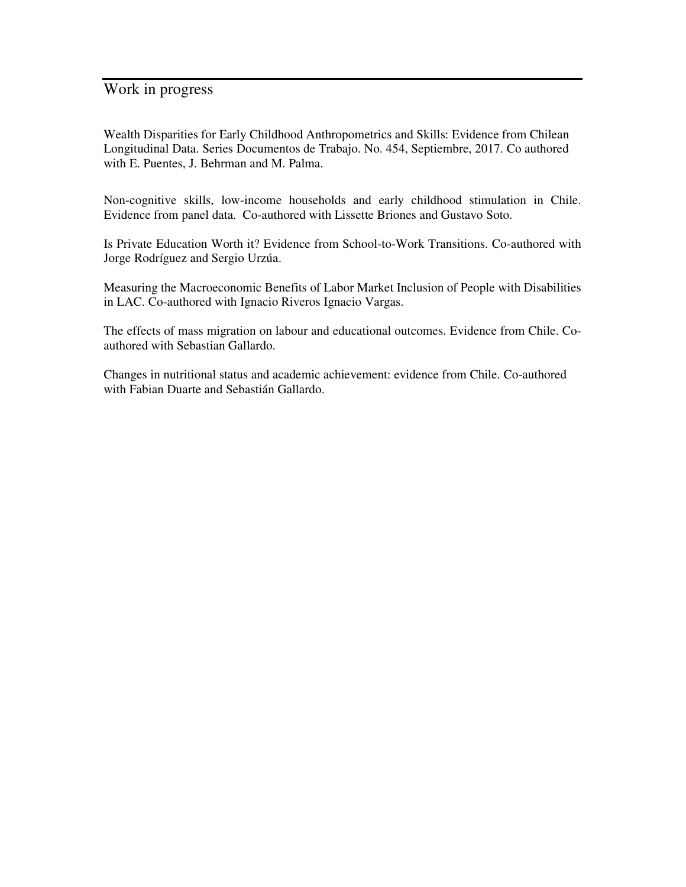## Work in progress

Wealth Disparities for Early Childhood Anthropometrics and Skills: Evidence from Chilean Longitudinal Data. Series Documentos de Trabajo. No. 454, Septiembre, 2017. Co authored with E. Puentes, J. Behrman and M. Palma.

Non-cognitive skills, low-income households and early childhood stimulation in Chile. Evidence from panel data. Co-authored with Lissette Briones and Gustavo Soto.

Is Private Education Worth it? Evidence from School-to-Work Transitions. Co-authored with Jorge Rodríguez and Sergio Urzúa.

Measuring the Macroeconomic Benefits of Labor Market Inclusion of People with Disabilities in LAC. Co-authored with Ignacio Riveros Ignacio Vargas.

The effects of mass migration on labour and educational outcomes. Evidence from Chile. Co-authored with Sebastian Gallardo.

Changes in nutritional status and academic achievement: evidence from Chile. Co-authored with Fabian Duarte and Sebastián Gallardo.